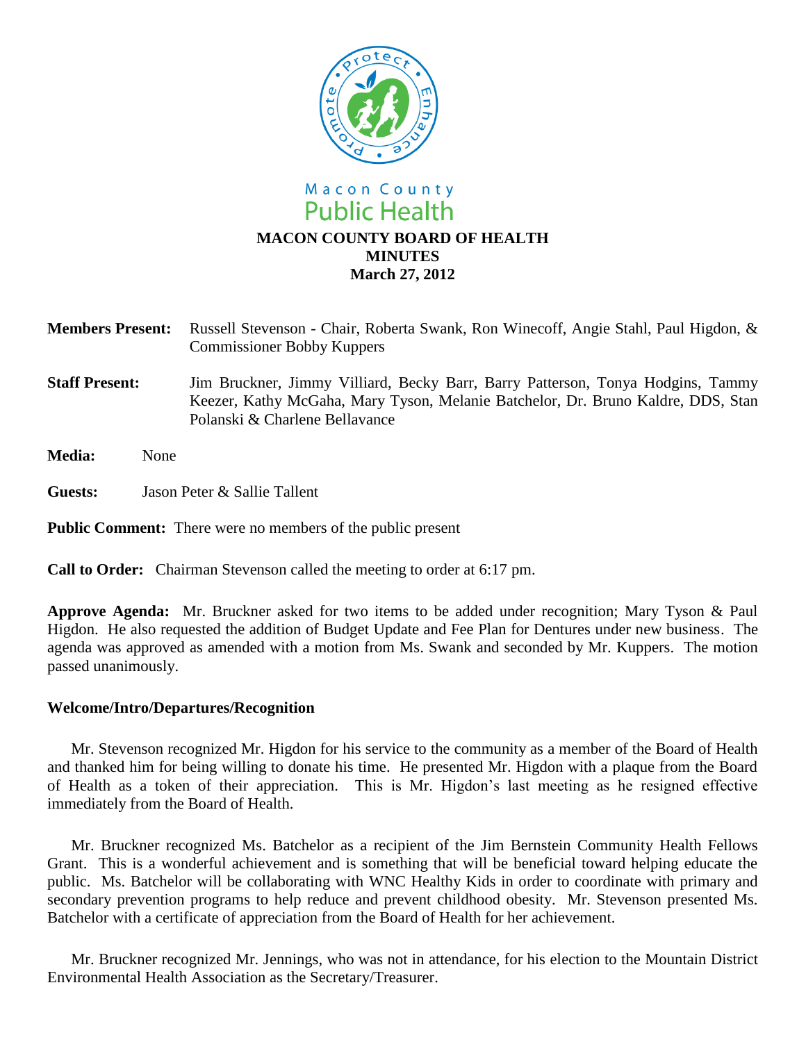Macon County
Public Health

# MACON COUNTY BOARD OF HEALTH
## MINUTES
### March 27, 2012

**Members Present:** Russell Stevenson - Chair, Roberta Swank, Ron Winecoff, Angie Stahl, Paul Higdon, & Commissioner Bobby Kuppers

**Staff Present:** Jim Bruckner, Jimmy Villiard, Becky Barr, Barry Patterson, Tonya Hodgins, Tammy Keezer, Kathy McGaha, Mary Tyson, Melanie Batchelor, Dr. Bruno Kaldre, DDS, Stan Polanski & Charlene Bellavance

**Media:** None

**Guests:** Jason Peter & Sallie Tallent

**Public Comment:** There were no members of the public present

**Call to Order:** Chairman Stevenson called the meeting to order at 6:17 pm.

**Approve Agenda:** Mr. Bruckner asked for two items to be added under recognition; Mary Tyson & Paul Higdon. He also requested the addition of Budget Update and Fee Plan for Dentures under new business. The agenda was approved as amended with a motion from Ms. Swank and seconded by Mr. Kuppers. The motion passed unanimously.

**Welcome/Intro/Departures/Recognition**

Mr. Stevenson recognized Mr. Higdon for his service to the community as a member of the Board of Health and thanked him for being willing to donate his time. He presented Mr. Higdon with a plaque from the Board of Health as a token of their appreciation. This is Mr. Higdon's last meeting as he resigned effective immediately from the Board of Health.

Mr. Bruckner recognized Ms. Batchelor as a recipient of the Jim Bernstein Community Health Fellows Grant. This is a wonderful achievement and is something that will be beneficial toward helping educate the public. Ms. Batchelor will be collaborating with WNC Healthy Kids in order to coordinate with primary and secondary prevention programs to help reduce and prevent childhood obesity. Mr. Stevenson presented Ms. Batchelor with a certificate of appreciation from the Board of Health for her achievement.

Mr. Bruckner recognized Mr. Jennings, who was not in attendance, for his election to the Mountain District Environmental Health Association as the Secretary/Treasurer.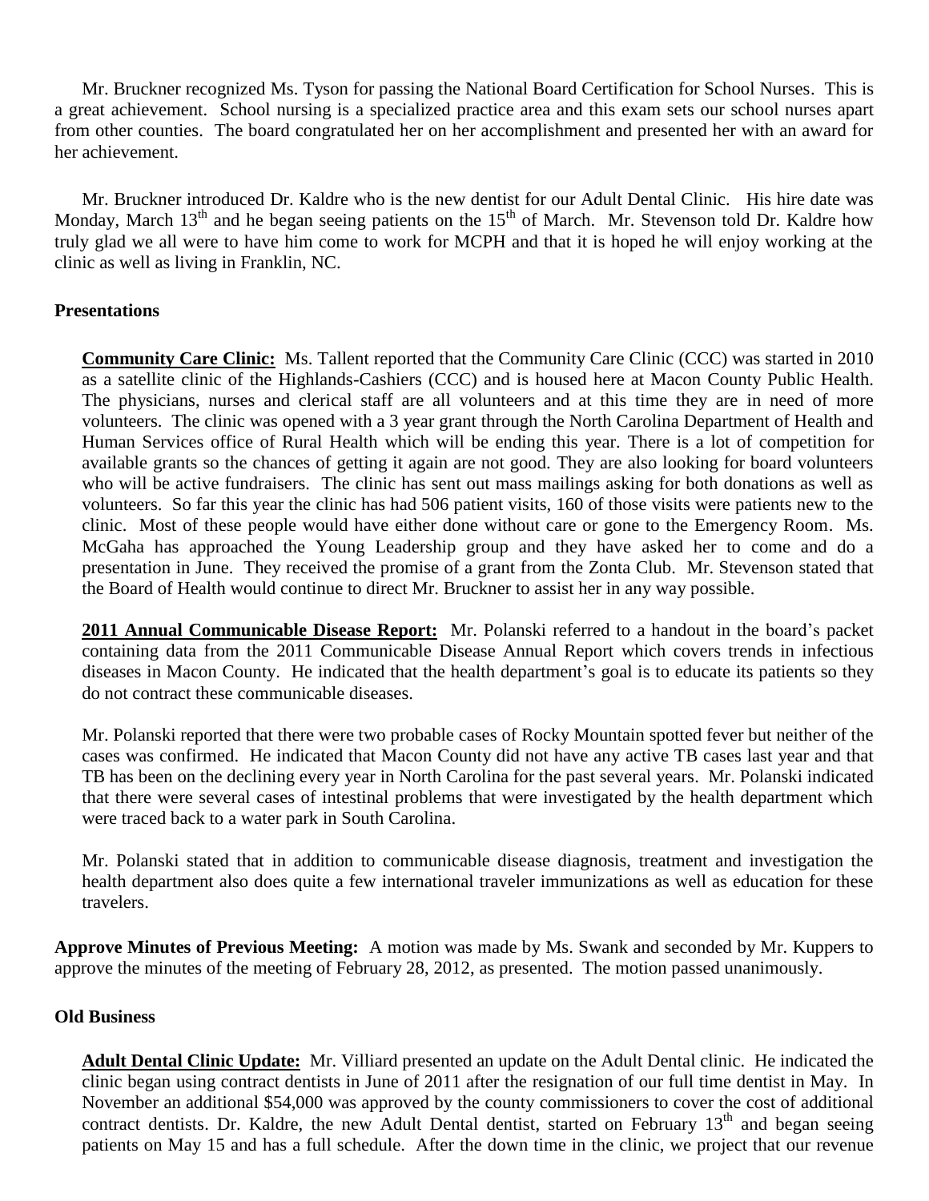Mr. Bruckner recognized Ms. Tyson for passing the National Board Certification for School Nurses. This is a great achievement. School nursing is a specialized practice area and this exam sets our school nurses apart from other counties. The board congratulated her on her accomplishment and presented her with an award for her achievement.

Mr. Bruckner introduced Dr. Kaldre who is the new dentist for our Adult Dental Clinic. His hire date was Monday, March 13th and he began seeing patients on the 15th of March. Mr. Stevenson told Dr. Kaldre how truly glad we all were to have him come to work for MCPH and that it is hoped he will enjoy working at the clinic as well as living in Franklin, NC.

**Presentations**

**Community Care Clinic:** Ms. Tallent reported that the Community Care Clinic (CCC) was started in 2010 as a satellite clinic of the Highlands-Cashiers (CCC) and is housed here at Macon County Public Health. The physicians, nurses and clerical staff are all volunteers and at this time they are in need of more volunteers. The clinic was opened with a 3 year grant through the North Carolina Department of Health and Human Services office of Rural Health which will be ending this year. There is a lot of competition for available grants so the chances of getting it again are not good. They are also looking for board volunteers who will be active fundraisers. The clinic has sent out mass mailings asking for both donations as well as volunteers. So far this year the clinic has had 506 patient visits, 160 of those visits were patients new to the clinic. Most of these people would have either done without care or gone to the Emergency Room. Ms. McGaha has approached the Young Leadership group and they have asked her to come and do a presentation in June. They received the promise of a grant from the Zonta Club. Mr. Stevenson stated that the Board of Health would continue to direct Mr. Bruckner to assist her in any way possible.

**2011 Annual Communicable Disease Report:** Mr. Polanski referred to a handout in the board's packet containing data from the 2011 Communicable Disease Annual Report which covers trends in infectious diseases in Macon County. He indicated that the health department's goal is to educate its patients so they do not contract these communicable diseases.

Mr. Polanski reported that there were two probable cases of Rocky Mountain spotted fever but neither of the cases was confirmed. He indicated that Macon County did not have any active TB cases last year and that TB has been on the declining every year in North Carolina for the past several years. Mr. Polanski indicated that there were several cases of intestinal problems that were investigated by the health department which were traced back to a water park in South Carolina.

Mr. Polanski stated that in addition to communicable disease diagnosis, treatment and investigation the health department also does quite a few international traveler immunizations as well as education for these travelers.

**Approve Minutes of Previous Meeting:** A motion was made by Ms. Swank and seconded by Mr. Kuppers to approve the minutes of the meeting of February 28, 2012, as presented. The motion passed unanimously.

**Old Business**

**Adult Dental Clinic Update:** Mr. Villiard presented an update on the Adult Dental clinic. He indicated the clinic began using contract dentists in June of 2011 after the resignation of our full time dentist in May. In November an additional $54,000 was approved by the county commissioners to cover the cost of additional contract dentists. Dr. Kaldre, the new Adult Dental dentist, started on February 13th and began seeing patients on May 15 and has a full schedule. After the down time in the clinic, we project that our revenue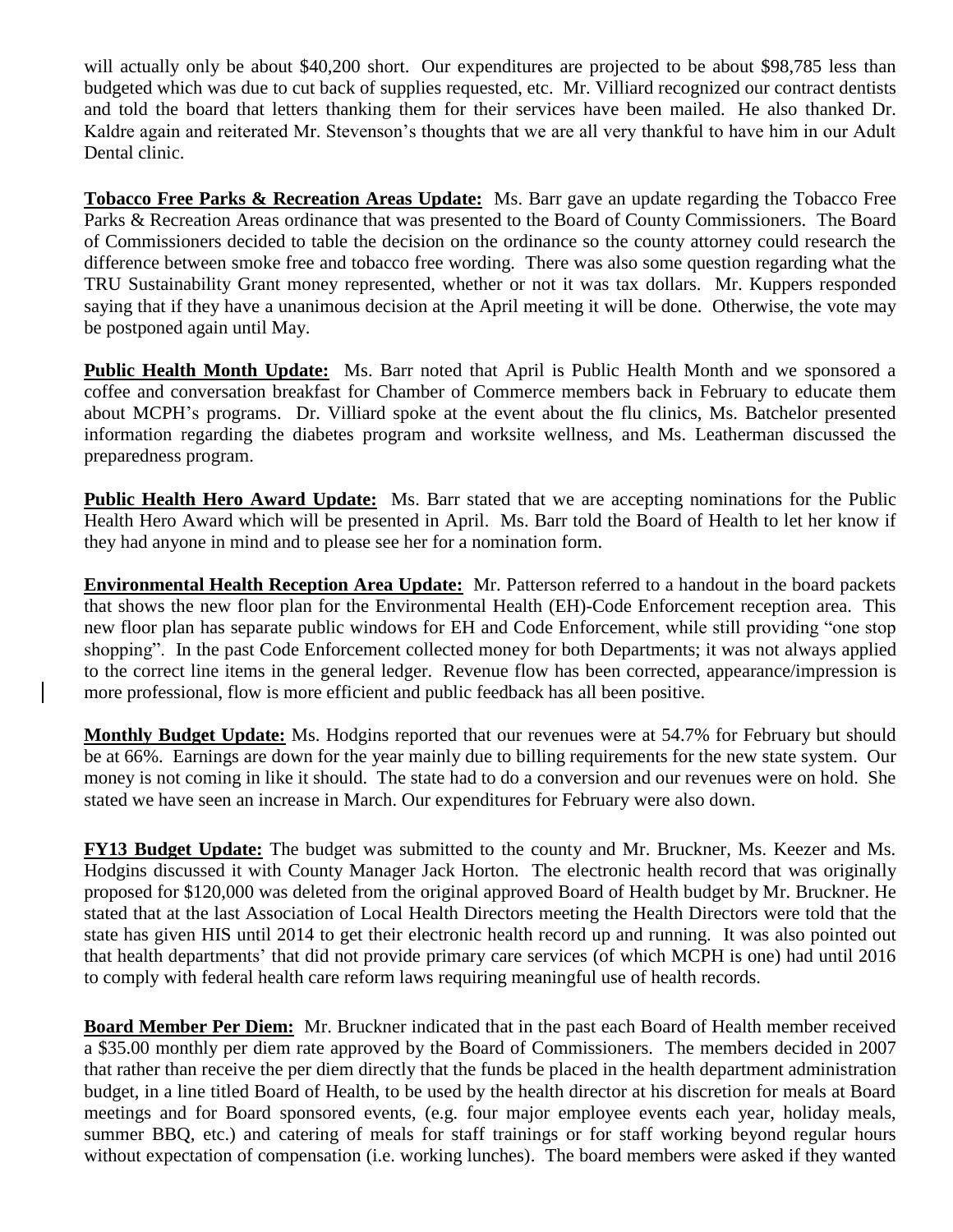will actually only be about $40,200 short. Our expenditures are projected to be about $98,785 less than budgeted which was due to cut back of supplies requested, etc. Mr. Villiard recognized our contract dentists and told the board that letters thanking them for their services have been mailed. He also thanked Dr. Kaldre again and reiterated Mr. Stevenson's thoughts that we are all very thankful to have him in our Adult Dental clinic.

**Tobacco Free Parks & Recreation Areas Update:** Ms. Barr gave an update regarding the Tobacco Free Parks & Recreation Areas ordinance that was presented to the Board of County Commissioners. The Board of Commissioners decided to table the decision on the ordinance so the county attorney could research the difference between smoke free and tobacco free wording. There was also some question regarding what the TRU Sustainability Grant money represented, whether or not it was tax dollars. Mr. Kuppers responded saying that if they have a unanimous decision at the April meeting it will be done. Otherwise, the vote may be postponed again until May.

**Public Health Month Update:** Ms. Barr noted that April is Public Health Month and we sponsored a coffee and conversation breakfast for Chamber of Commerce members back in February to educate them about MCPH's programs. Dr. Villiard spoke at the event about the flu clinics, Ms. Batchelor presented information regarding the diabetes program and worksite wellness, and Ms. Leatherman discussed the preparedness program.

**Public Health Hero Award Update:** Ms. Barr stated that we are accepting nominations for the Public Health Hero Award which will be presented in April. Ms. Barr told the Board of Health to let her know if they had anyone in mind and to please see her for a nomination form.

**Environmental Health Reception Area Update:** Mr. Patterson referred to a handout in the board packets that shows the new floor plan for the Environmental Health (EH)-Code Enforcement reception area. This new floor plan has separate public windows for EH and Code Enforcement, while still providing "one stop shopping". In the past Code Enforcement collected money for both Departments; it was not always applied to the correct line items in the general ledger. Revenue flow has been corrected, appearance/impression is more professional, flow is more efficient and public feedback has all been positive.

**Monthly Budget Update:** Ms. Hodgins reported that our revenues were at 54.7% for February but should be at 66%. Earnings are down for the year mainly due to billing requirements for the new state system. Our money is not coming in like it should. The state had to do a conversion and our revenues were on hold. She stated we have seen an increase in March. Our expenditures for February were also down.

**FY13 Budget Update:** The budget was submitted to the county and Mr. Bruckner, Ms. Keezer and Ms. Hodgins discussed it with County Manager Jack Horton. The electronic health record that was originally proposed for $120,000 was deleted from the original approved Board of Health budget by Mr. Bruckner. He stated that at the last Association of Local Health Directors meeting the Health Directors were told that the state has given HIS until 2014 to get their electronic health record up and running. It was also pointed out that health departments' that did not provide primary care services (of which MCPH is one) had until 2016 to comply with federal health care reform laws requiring meaningful use of health records.

**Board Member Per Diem:** Mr. Bruckner indicated that in the past each Board of Health member received a $35.00 monthly per diem rate approved by the Board of Commissioners. The members decided in 2007 that rather than receive the per diem directly that the funds be placed in the health department administration budget, in a line titled Board of Health, to be used by the health director at his discretion for meals at Board meetings and for Board sponsored events, (e.g. four major employee events each year, holiday meals, summer BBQ, etc.) and catering of meals for staff trainings or for staff working beyond regular hours without expectation of compensation (i.e. working lunches). The board members were asked if they wanted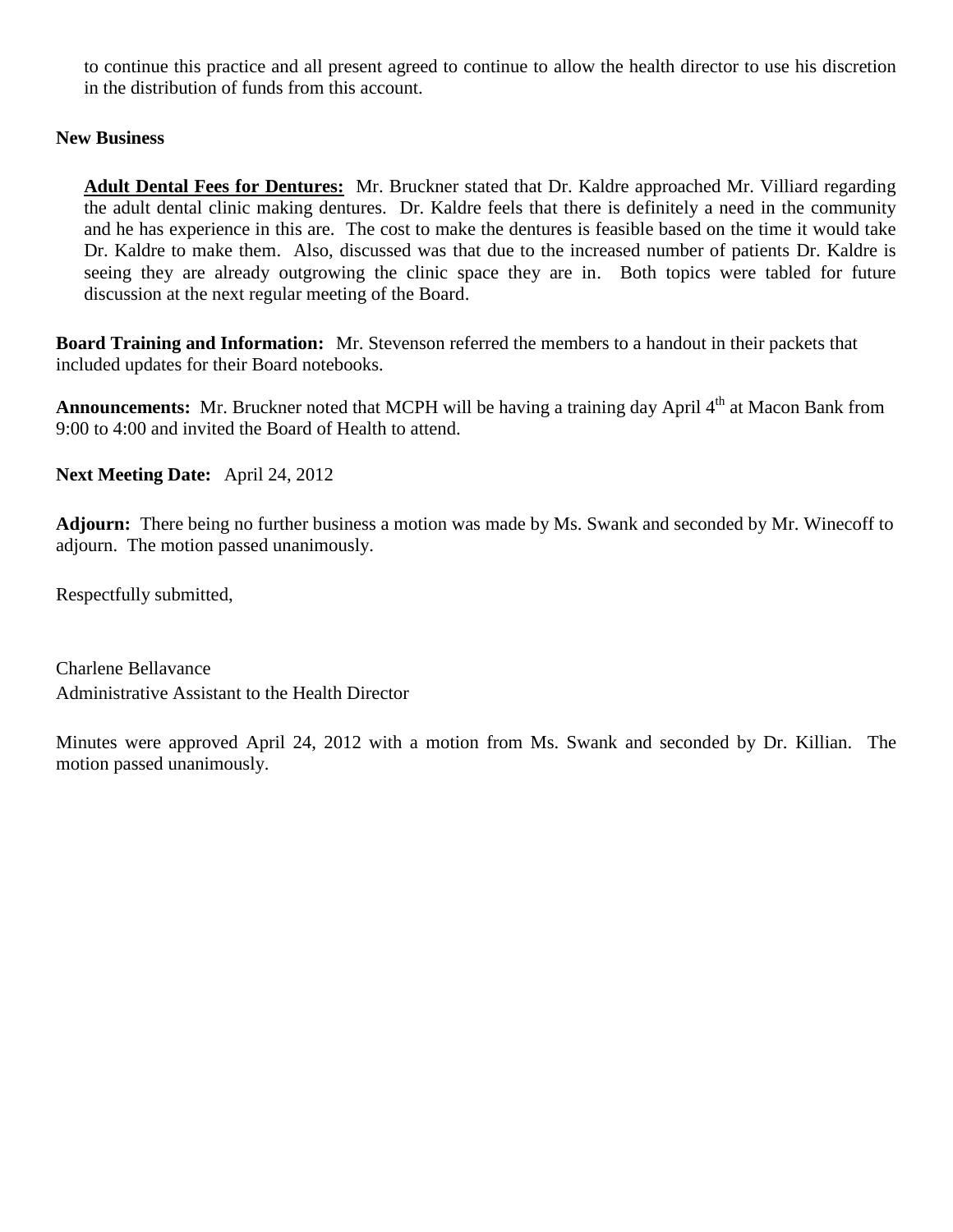to continue this practice and all present agreed to continue to allow the health director to use his discretion in the distribution of funds from this account.

**New Business**

**Adult Dental Fees for Dentures:** Mr. Bruckner stated that Dr. Kaldre approached Mr. Villiard regarding the adult dental clinic making dentures. Dr. Kaldre feels that there is definitely a need in the community and he has experience in this are. The cost to make the dentures is feasible based on the time it would take Dr. Kaldre to make them. Also, discussed was that due to the increased number of patients Dr. Kaldre is seeing they are already outgrowing the clinic space they are in. Both topics were tabled for future discussion at the next regular meeting of the Board.

**Board Training and Information:** Mr. Stevenson referred the members to a handout in their packets that included updates for their Board notebooks.

**Announcements:** Mr. Bruckner noted that MCPH will be having a training day April 4th at Macon Bank from 9:00 to 4:00 and invited the Board of Health to attend.

**Next Meeting Date:** April 24, 2012

**Adjourn:** There being no further business a motion was made by Ms. Swank and seconded by Mr. Winecoff to adjourn. The motion passed unanimously.

Respectfully submitted,

Charlene Bellavance
Administrative Assistant to the Health Director

Minutes were approved April 24, 2012 with a motion from Ms. Swank and seconded by Dr. Killian. The motion passed unanimously.